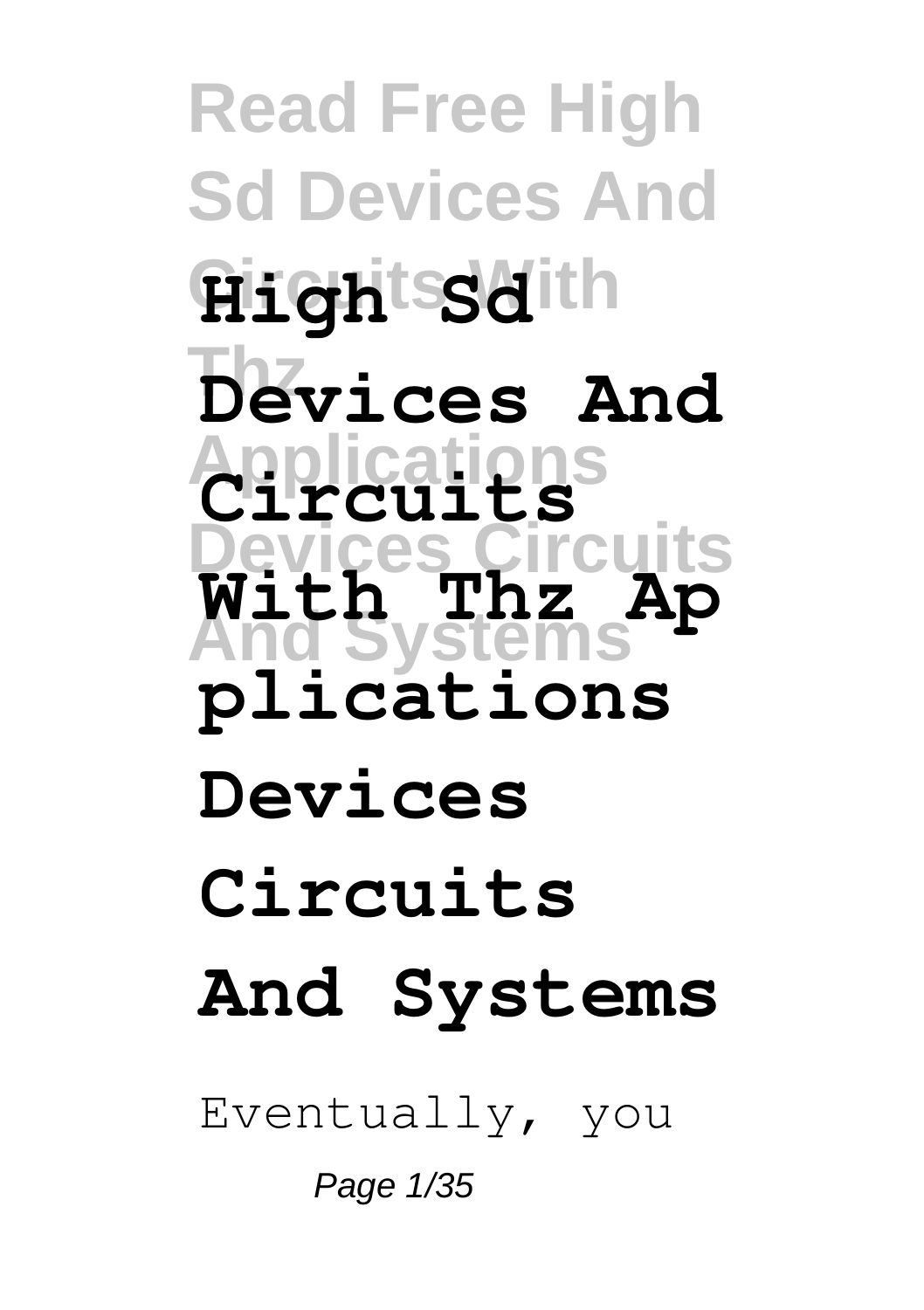# High Sd Devices And Circuits With Thz Applications Devices Circuits And Systems

Eventually, you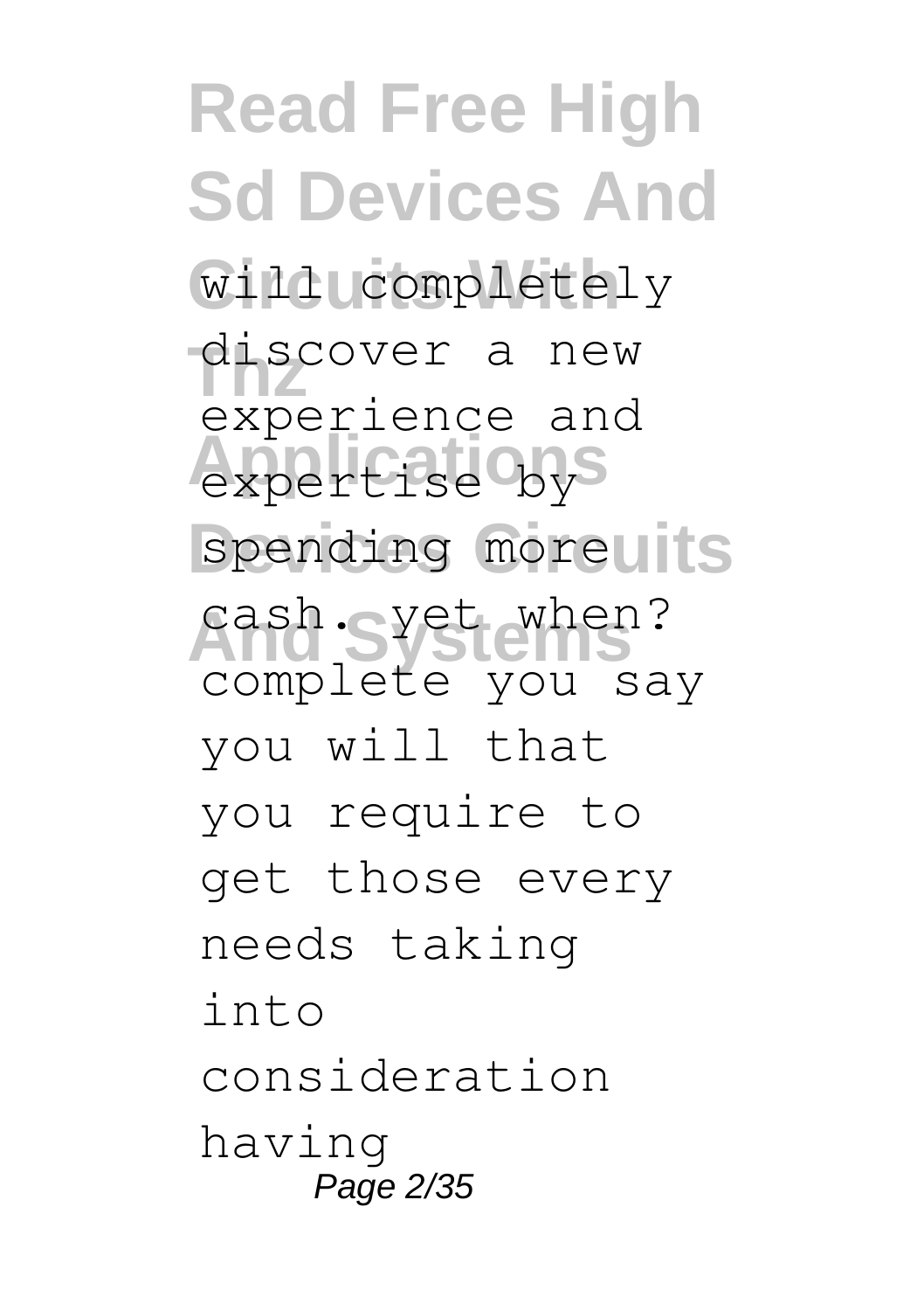will completely discover a new experience and expertise by spending more cash. yet when? complete you say you will that you require to get those every needs taking into consideration having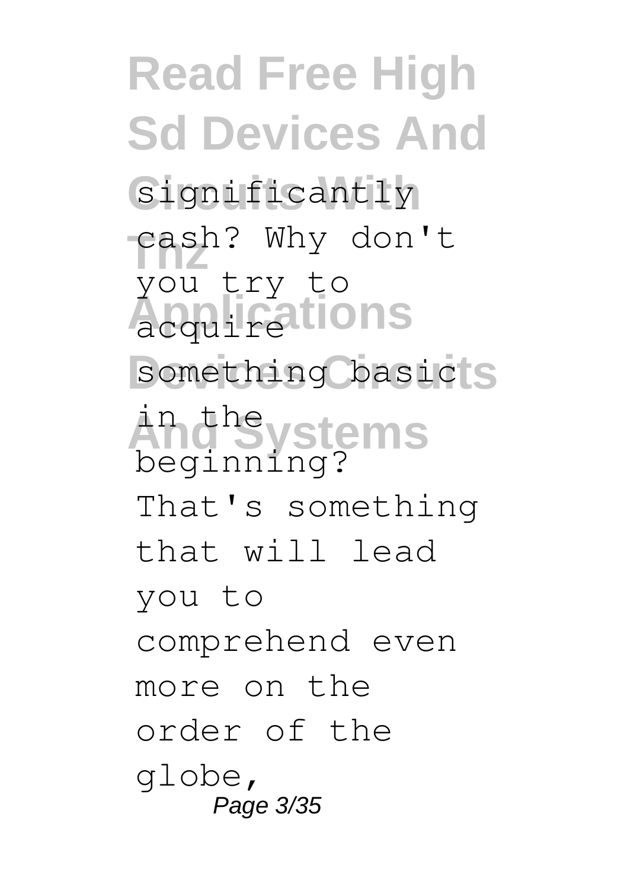significantly cash? Why don't you try to acquire something basic in the beginning? That's something that will lead you to comprehend even more on the order of the globe,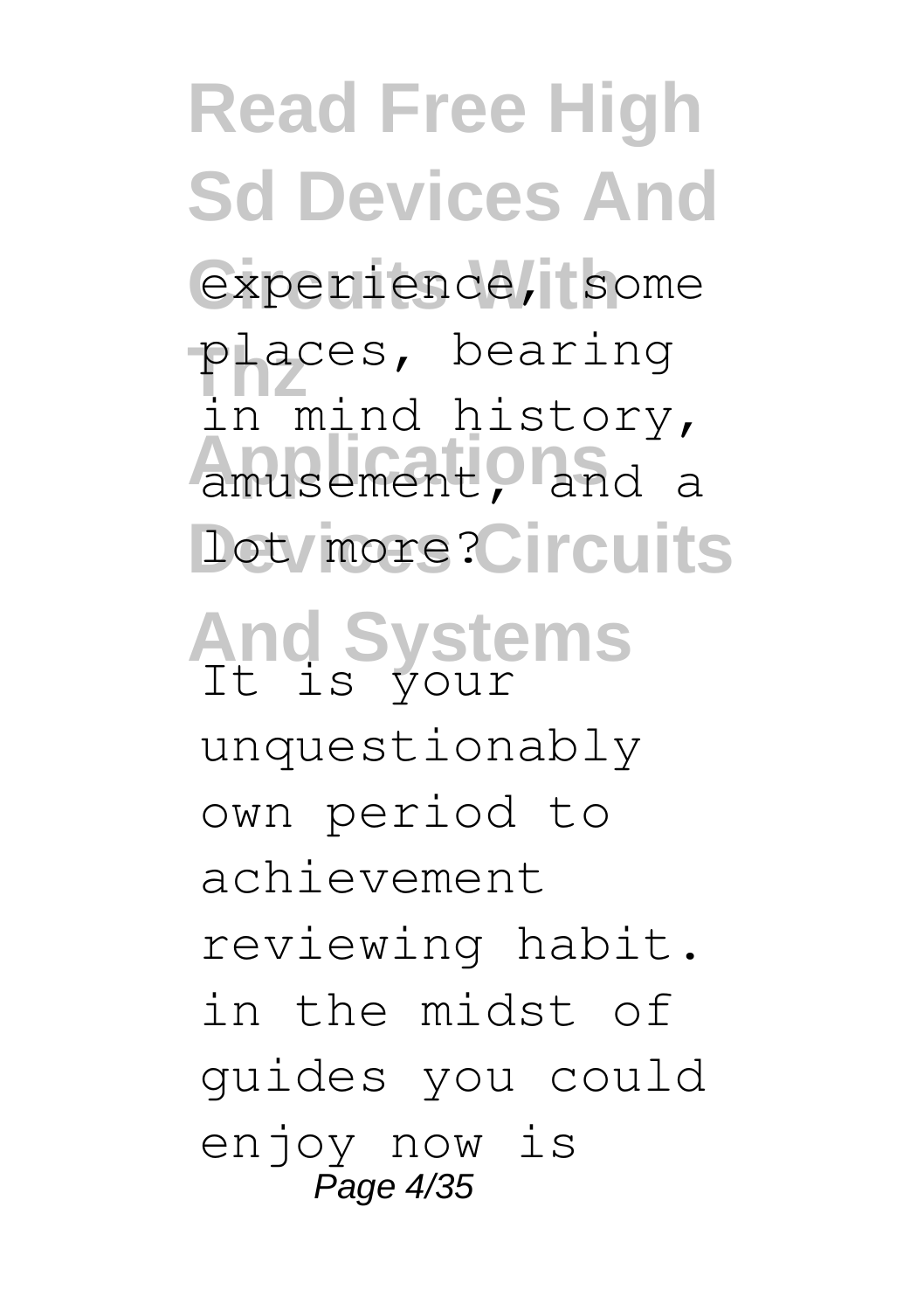experience, some places, bearing in mind history, amusement, and a lot more?

It is your unquestionably own period to achievement reviewing habit. in the midst of guides you could enjoy now is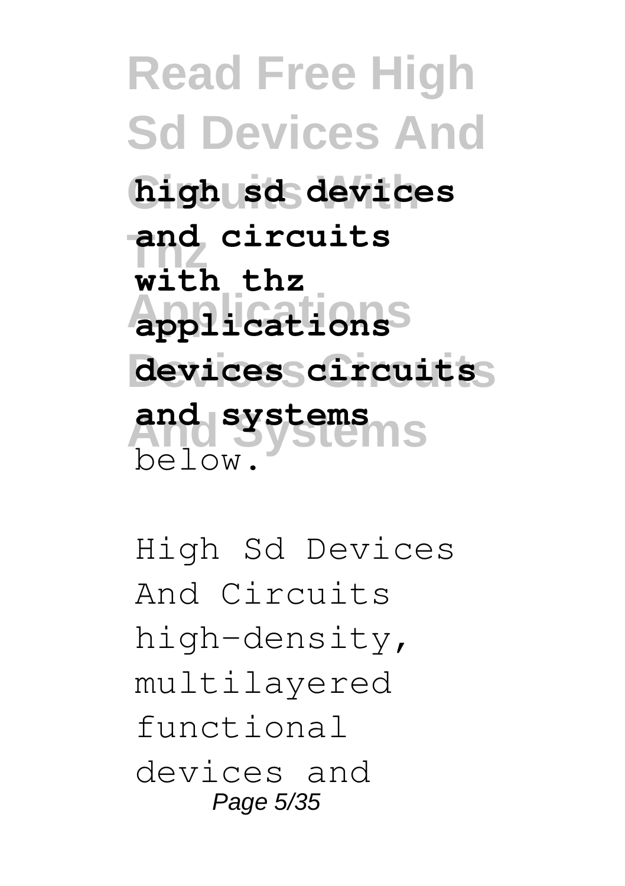**high sd devices and circuits with thz applications devices circuits and systems** below.

High Sd Devices And Circuits high-density, multilayered functional devices and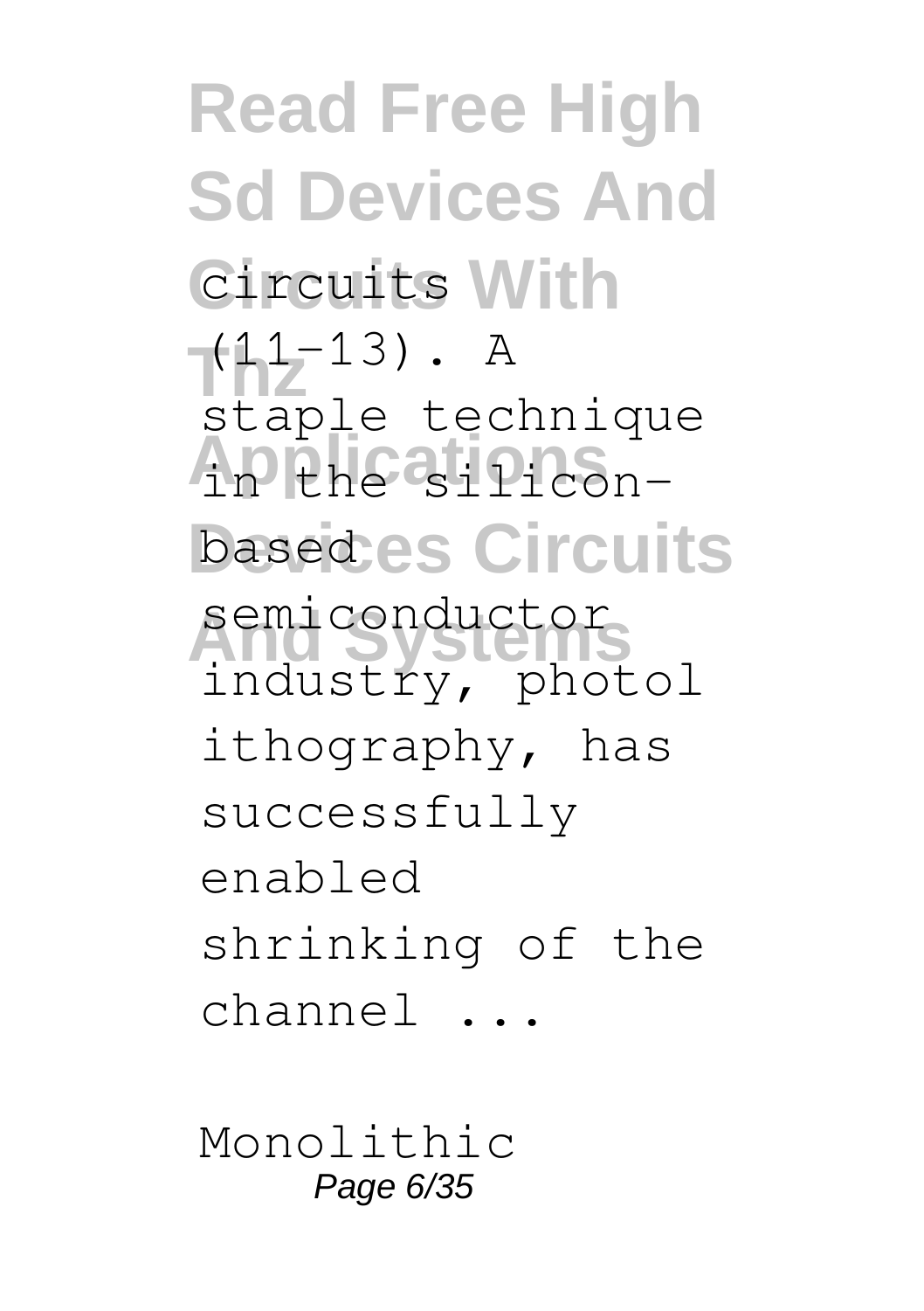circuits (11–13). A staple technique in the silicon-based semiconductor industry, photolithography, has successfully enabled shrinking of the channel ...

Monolithic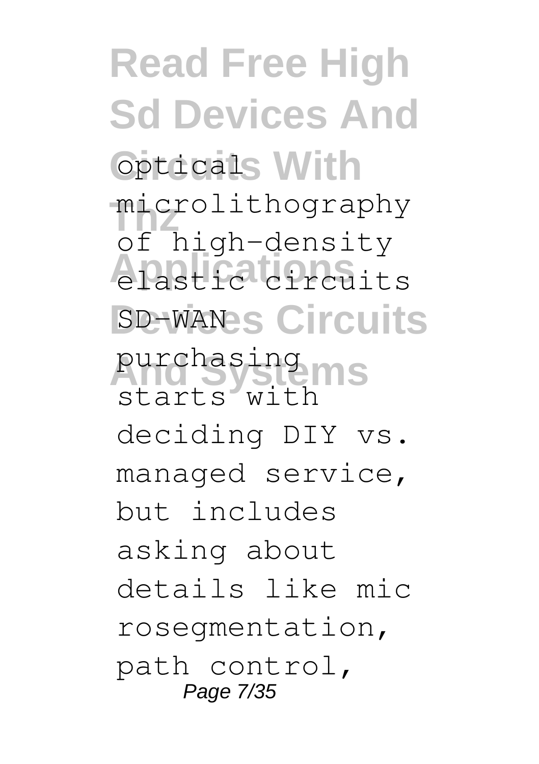optical microlithography of high-density elastic circuits SD-WAN purchasing starts with deciding DIY vs. managed service, but includes asking about details like mic rosegmentation, path control,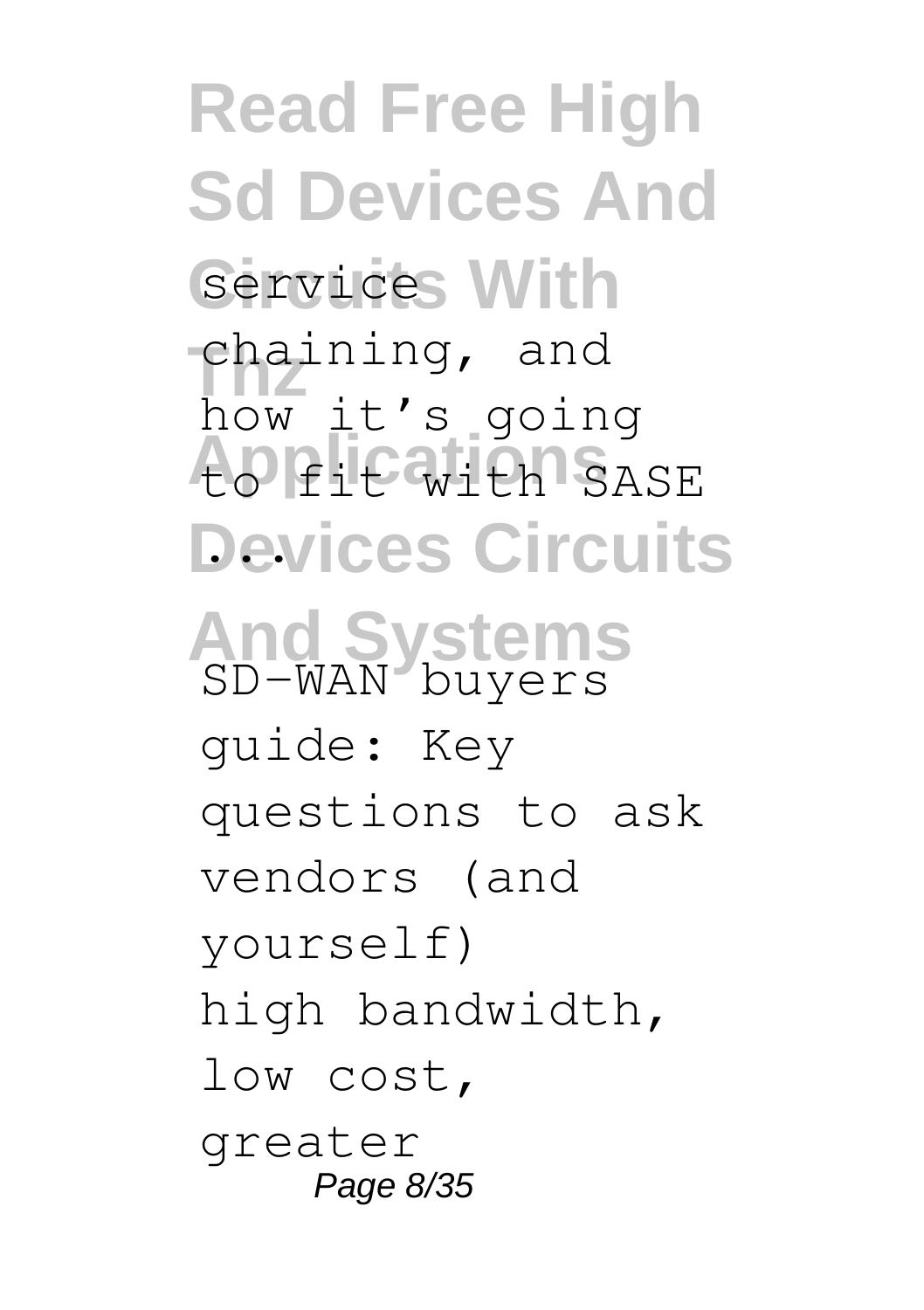service chaining, and how it's going to fit with SASE ...

SD-WAN buyers guide: Key questions to ask vendors (and yourself)

high bandwidth, low cost, greater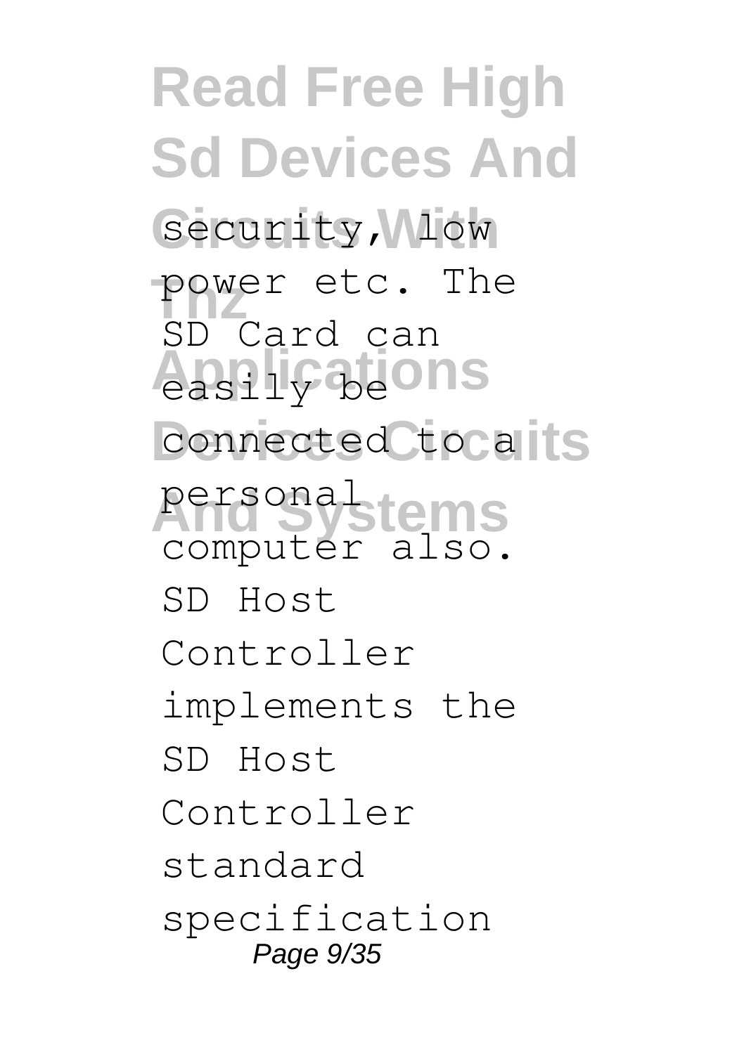security, low power etc. The SD Card can easily be connected to a personal computer also. SD Host Controller implements the SD Host Controller standard specification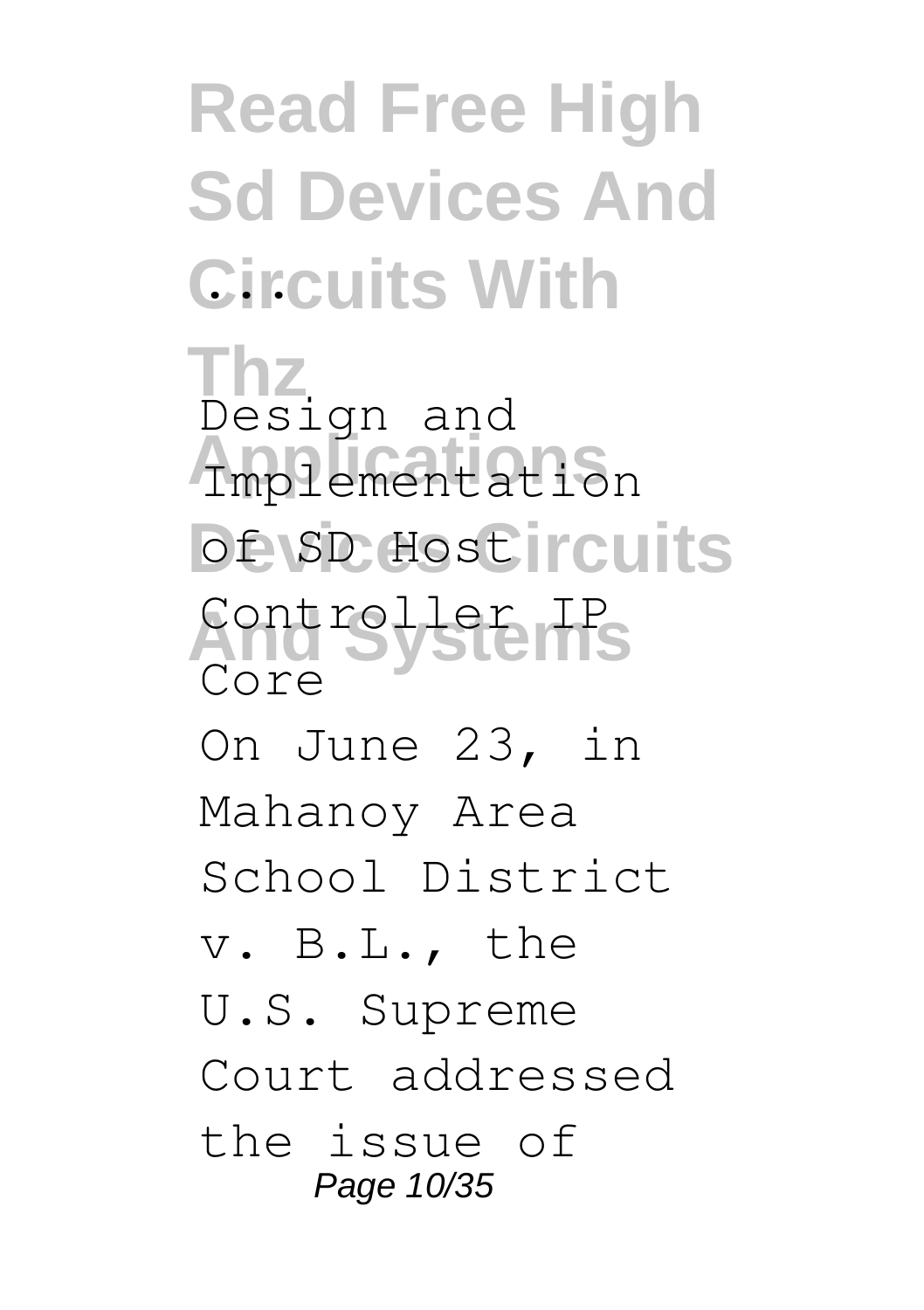Design and Implementation of SD Host Controller IP Core

On June 23, in Mahanoy Area School District v. B.L., the U.S. Supreme Court addressed the issue of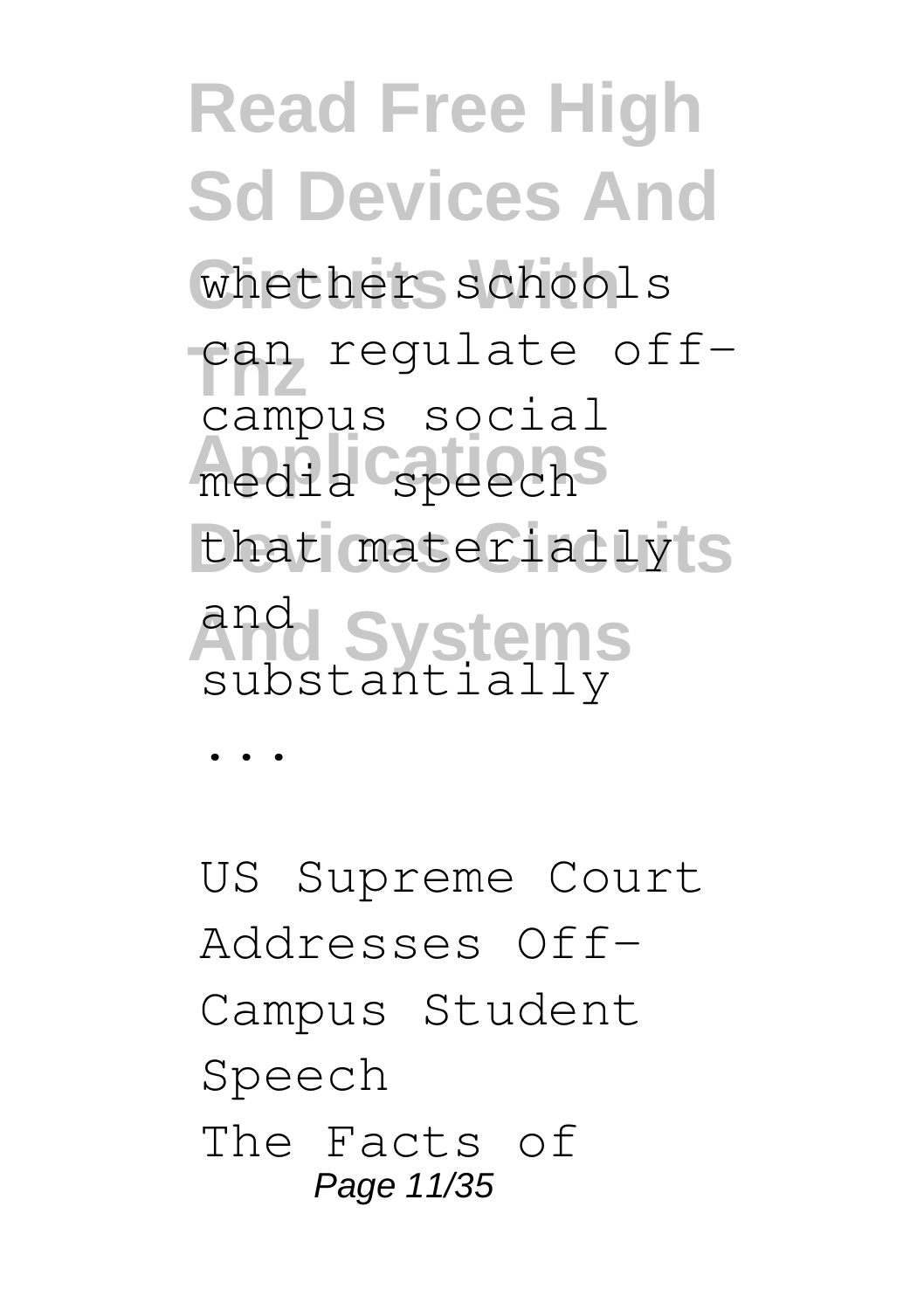whether schools can regulate off-campus social media speech that materially and substantially ...

US Supreme Court Addresses Off-Campus Student Speech
The Facts of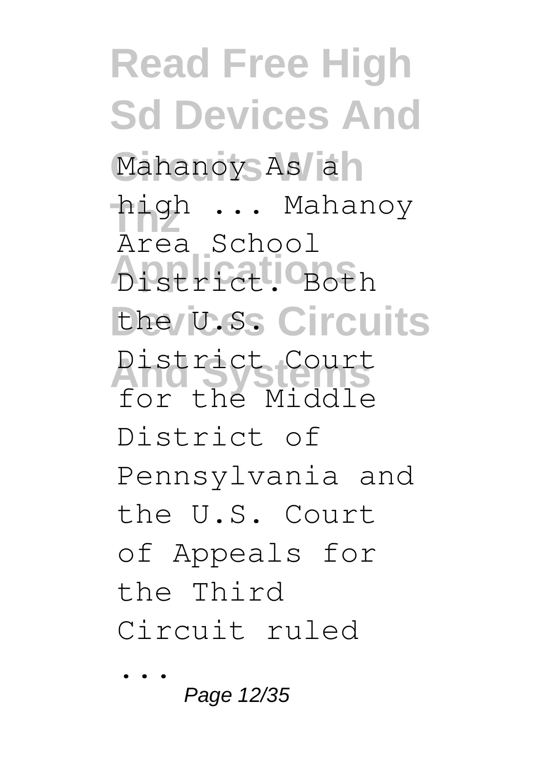Mahanoy As a high ... Mahanoy Area School District. Both the U.S. District Court for the Middle District of Pennsylvania and the U.S. Court of Appeals for the Third Circuit ruled ...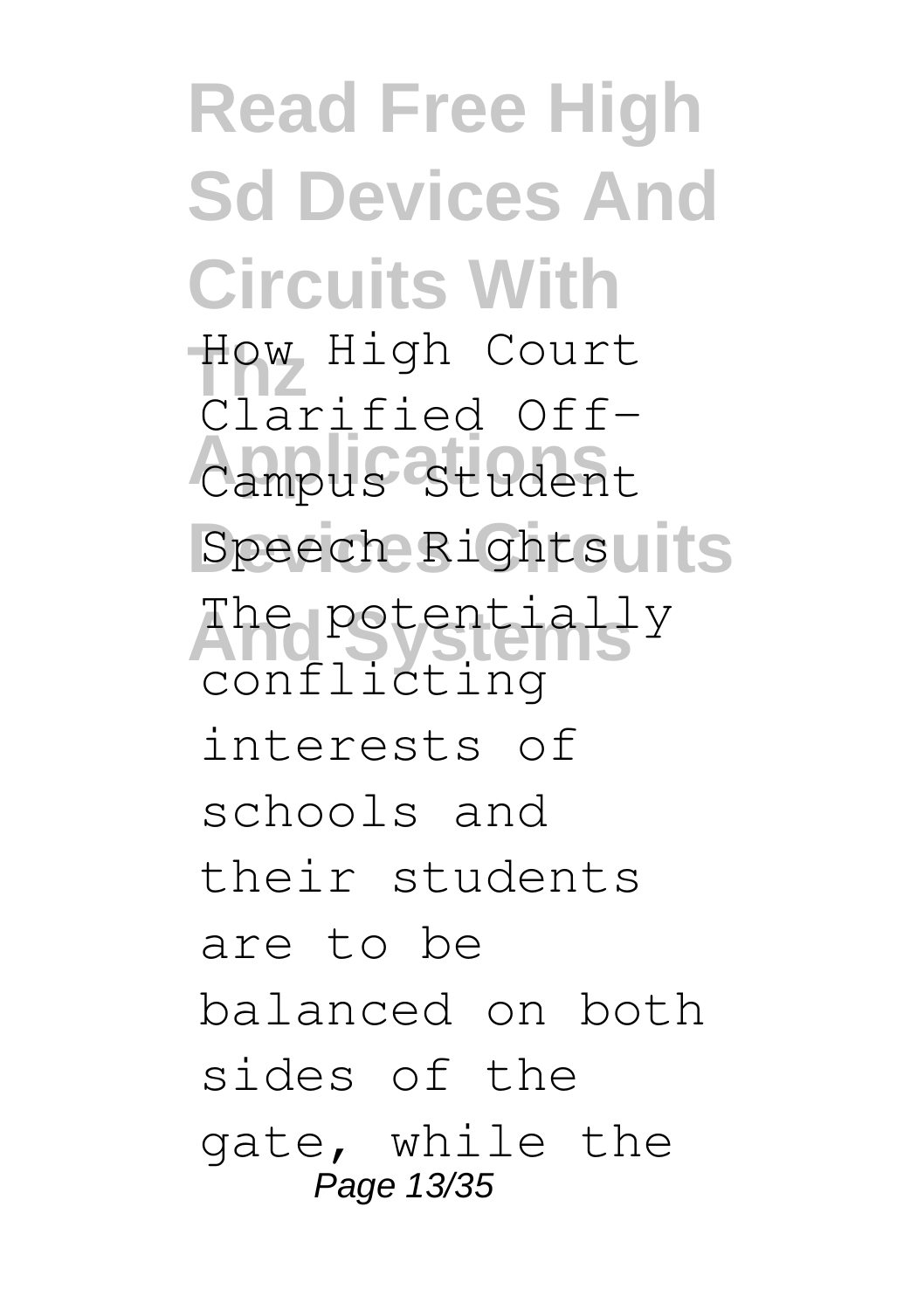# Read Free High Sd Devices And Circuits With Thz Applications Devices Circuits And Systems

How High Court Clarified Off-Campus Student Speech Rights

The potentially conflicting interests of schools and their students are to be balanced on both sides of the gate, while the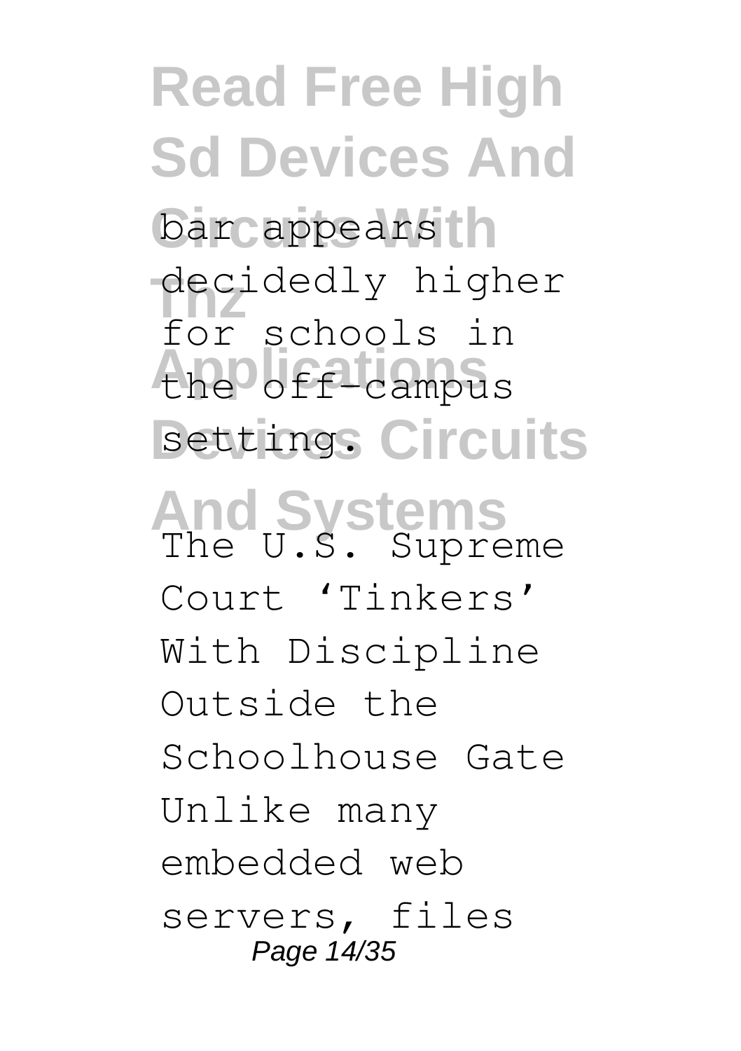bar appears decidedly higher for schools in the off-campus setting.

The U.S. Supreme Court 'Tinkers' With Discipline Outside the Schoolhouse Gate Unlike many embedded web servers, files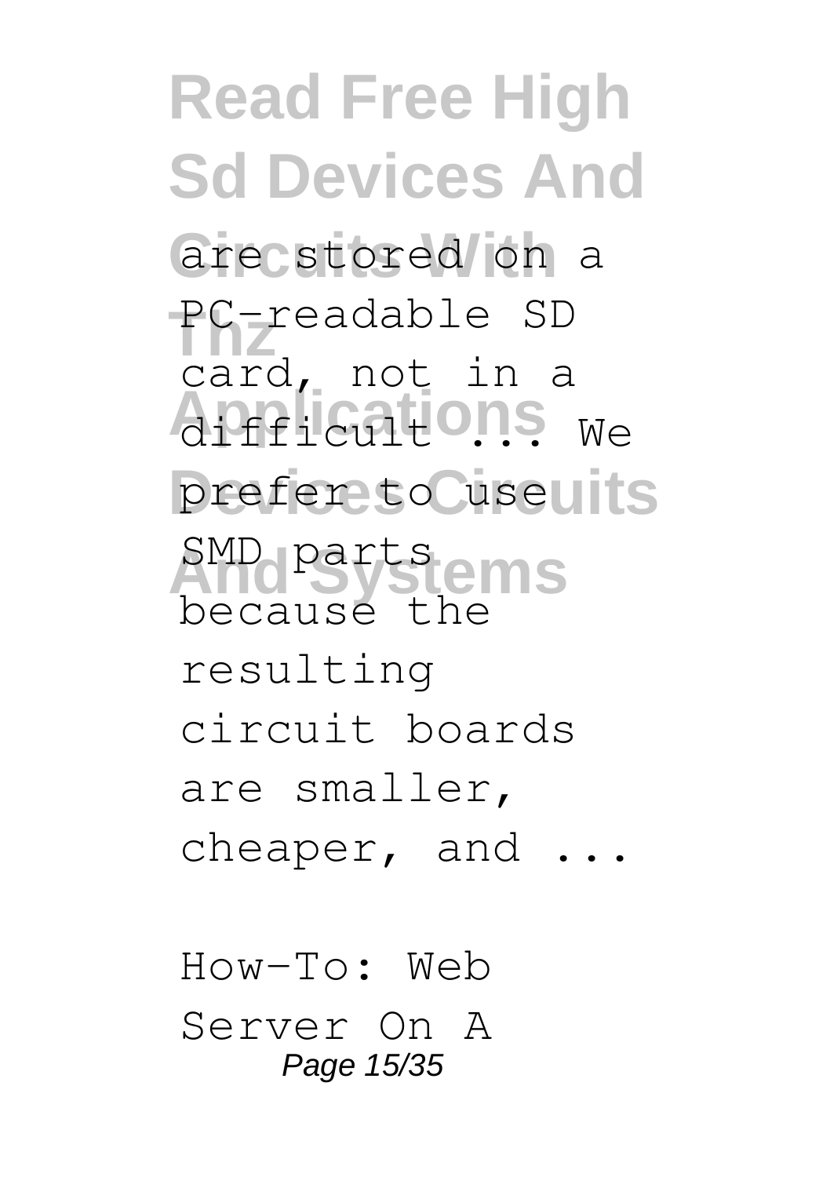are stored on a PC-readable SD card, not in a difficult ... We prefer to use SMD parts because the resulting circuit boards are smaller, cheaper, and ...

How-To: Web Server On A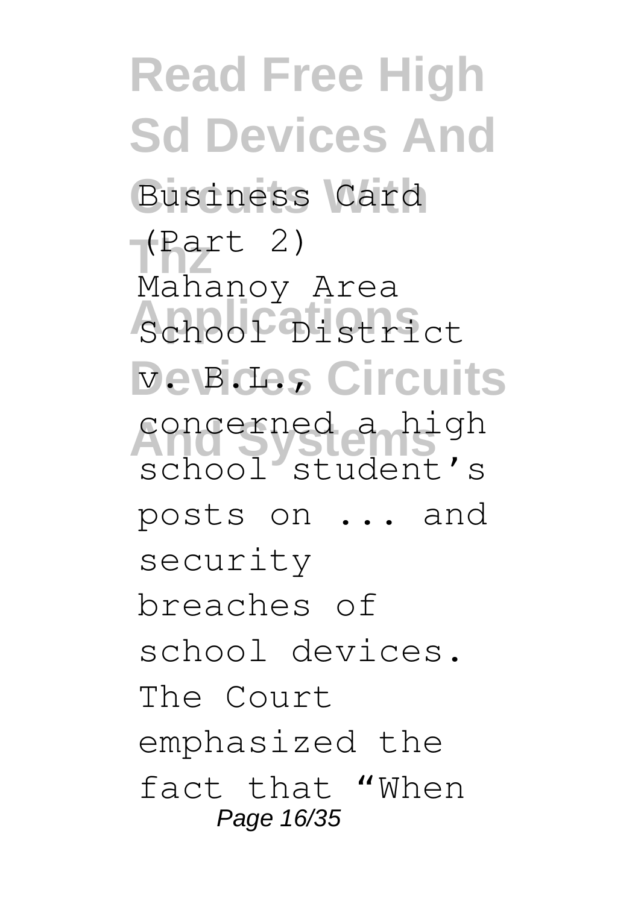Business Card (Part 2)

Mahanoy Area School District v. B.L., concerned a high school student's posts on ... and security breaches of school devices. The Court emphasized the fact that "When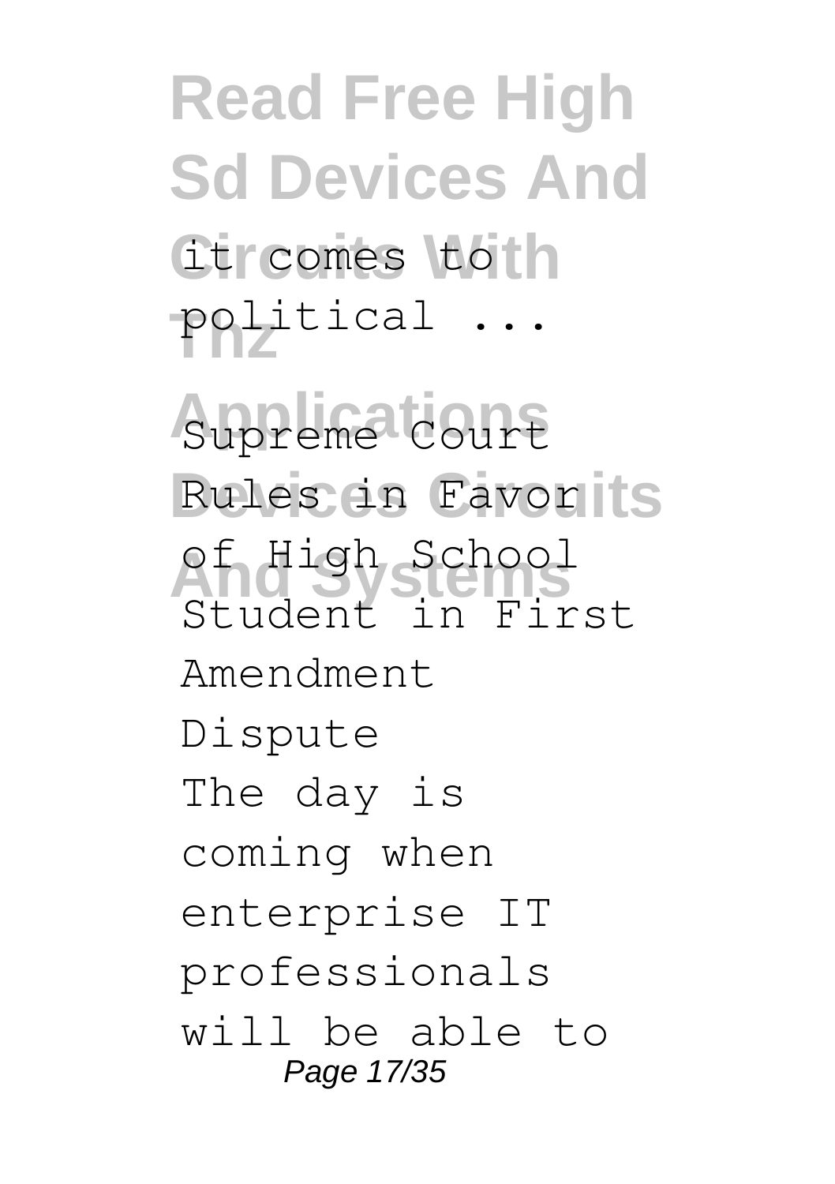it comes to political ...

Supreme Court Rules in Favor of High School Student in First Amendment Dispute

The day is coming when enterprise IT professionals will be able to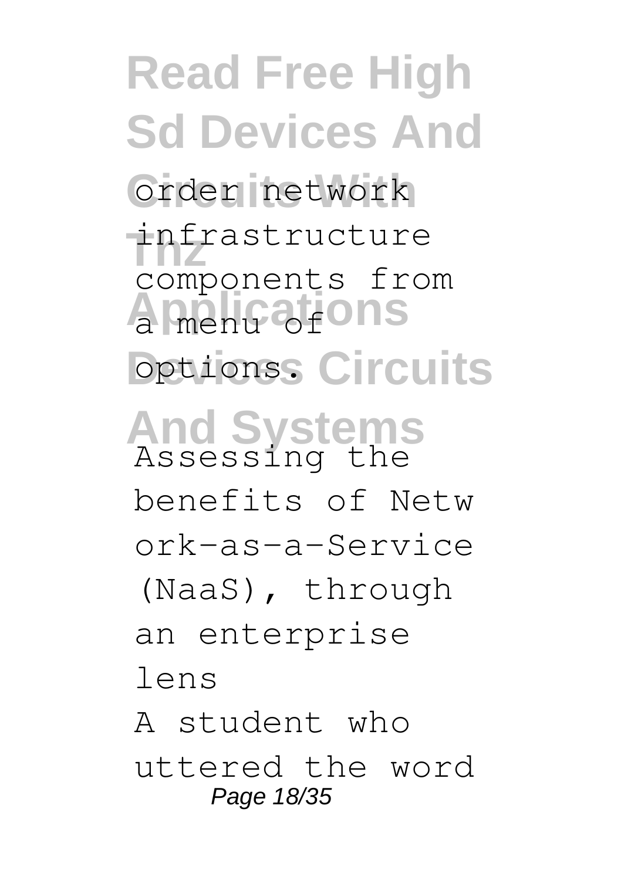order network infrastructure components from a menu of options.

Assessing the benefits of Network-as-a-Service (NaaS), through an enterprise lens

A student who uttered the word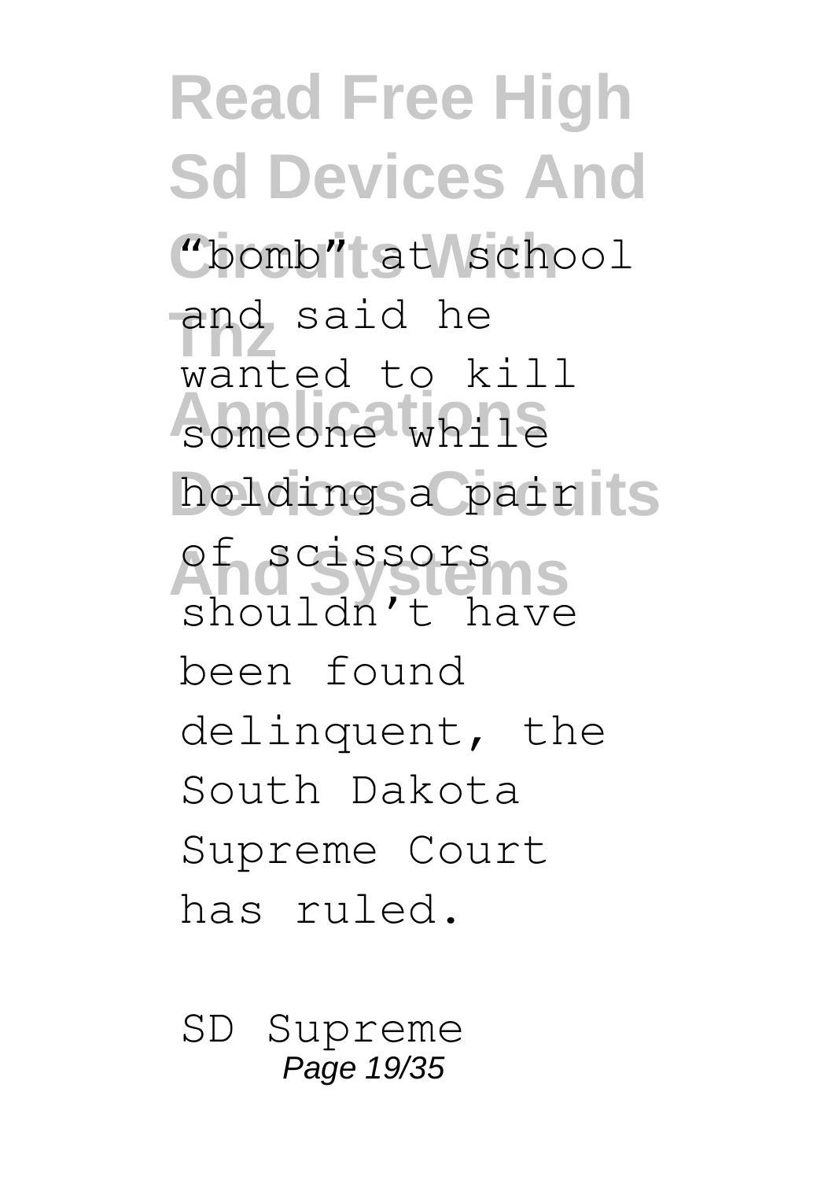"bomb" at school and said he wanted to kill someone while holding a pair of scissors shouldn't have been found delinquent, the South Dakota Supreme Court has ruled.

SD Supreme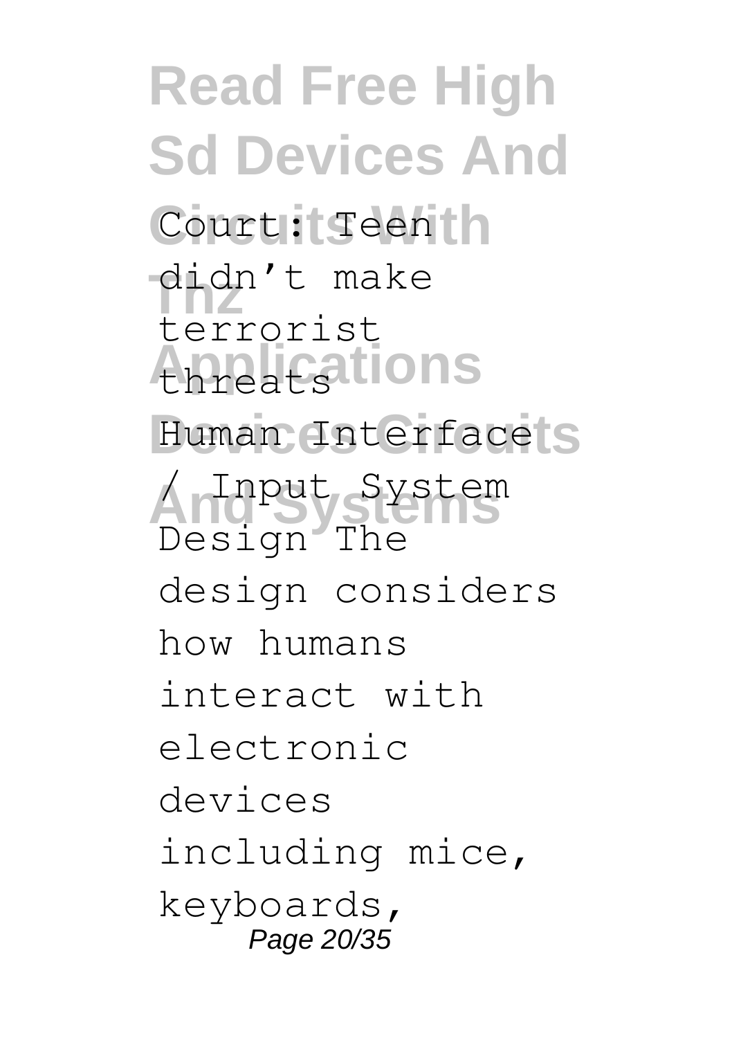Court: Teen didn't make terrorist threats

Human Interface / Input System Design The design considers how humans interact with electronic devices including mice, keyboards,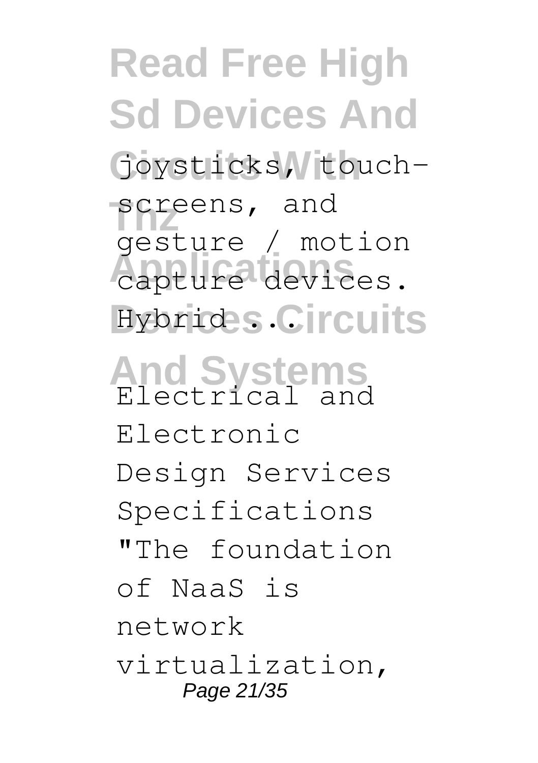joysticks, touch-screens, and gesture / motion capture devices. Hybrid ...

Electrical and Electronic Design Services Specifications

"The foundation of NaaS is network virtualization,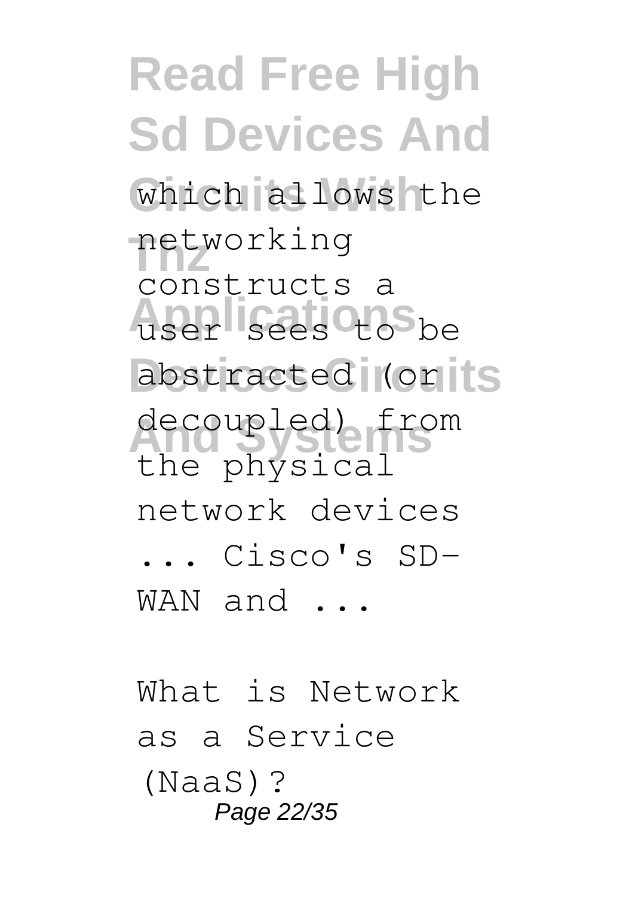which allows the networking constructs a user sees to be abstracted (or decoupled) from the physical network devices ... Cisco's SD-WAN and ...

What is Network as a Service (NaaS)?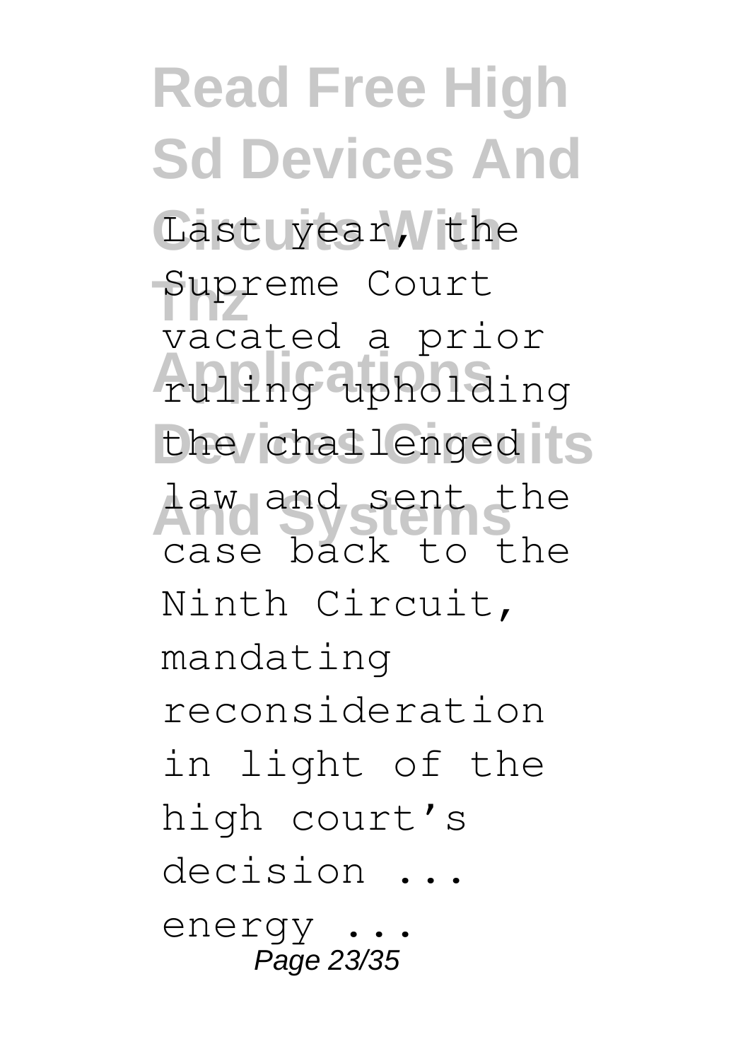Last year, the Supreme Court vacated a prior ruling upholding the challenged law and sent the case back to the Ninth Circuit, mandating reconsideration in light of the high court's decision ... energy ...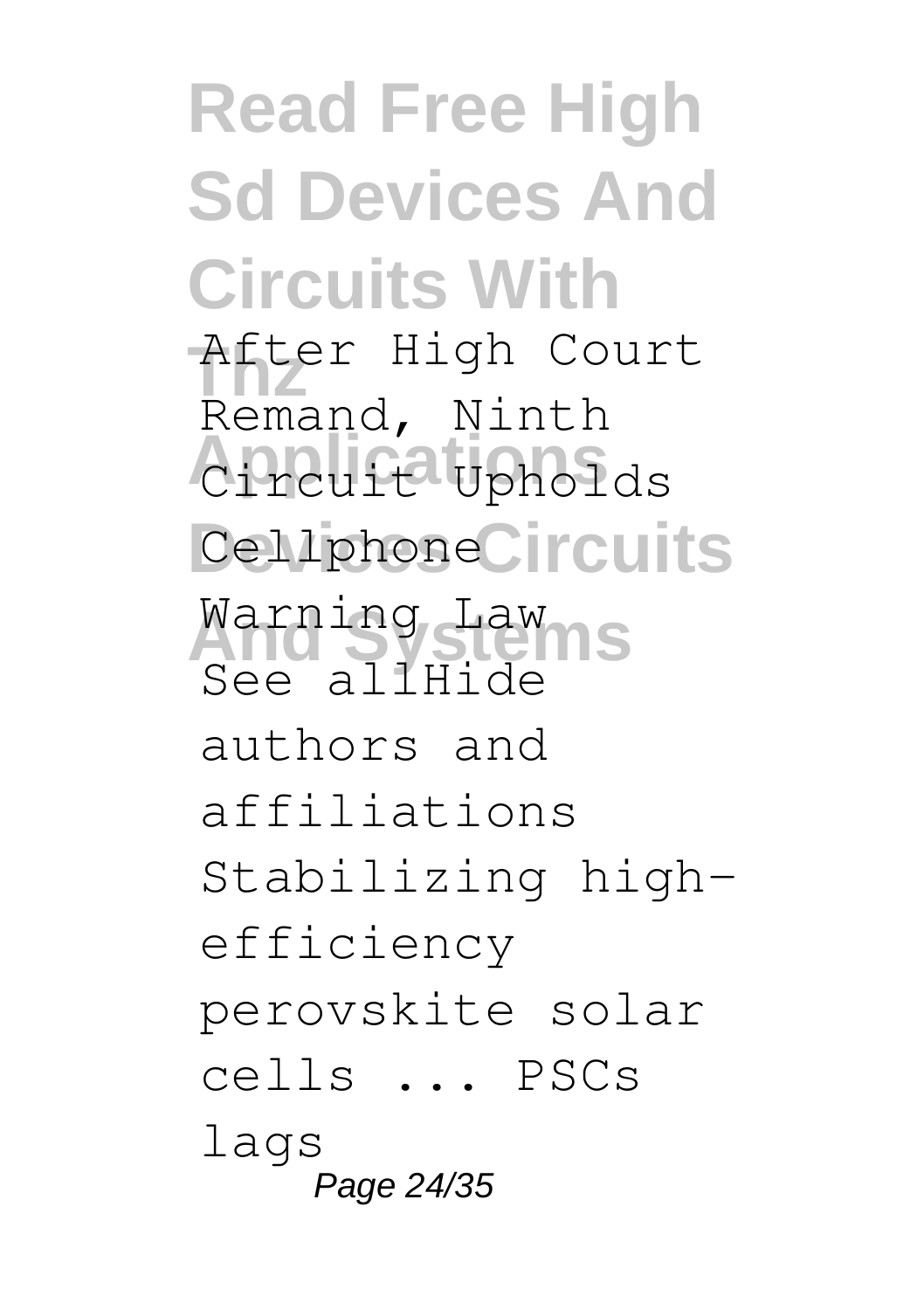After High Court Remand, Ninth Circuit Upholds Cellphone Warning Law See allHide authors and affiliations Stabilizing high-efficiency perovskite solar cells ... PSCs lags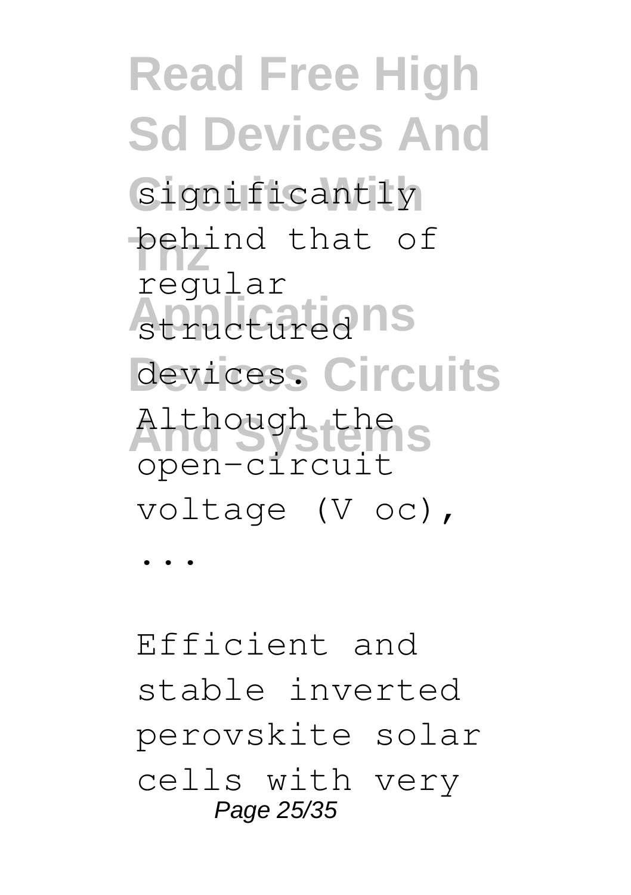significantly behind that of regular structured devices. Although the open-circuit voltage (V oc), ...

Efficient and stable inverted perovskite solar cells with very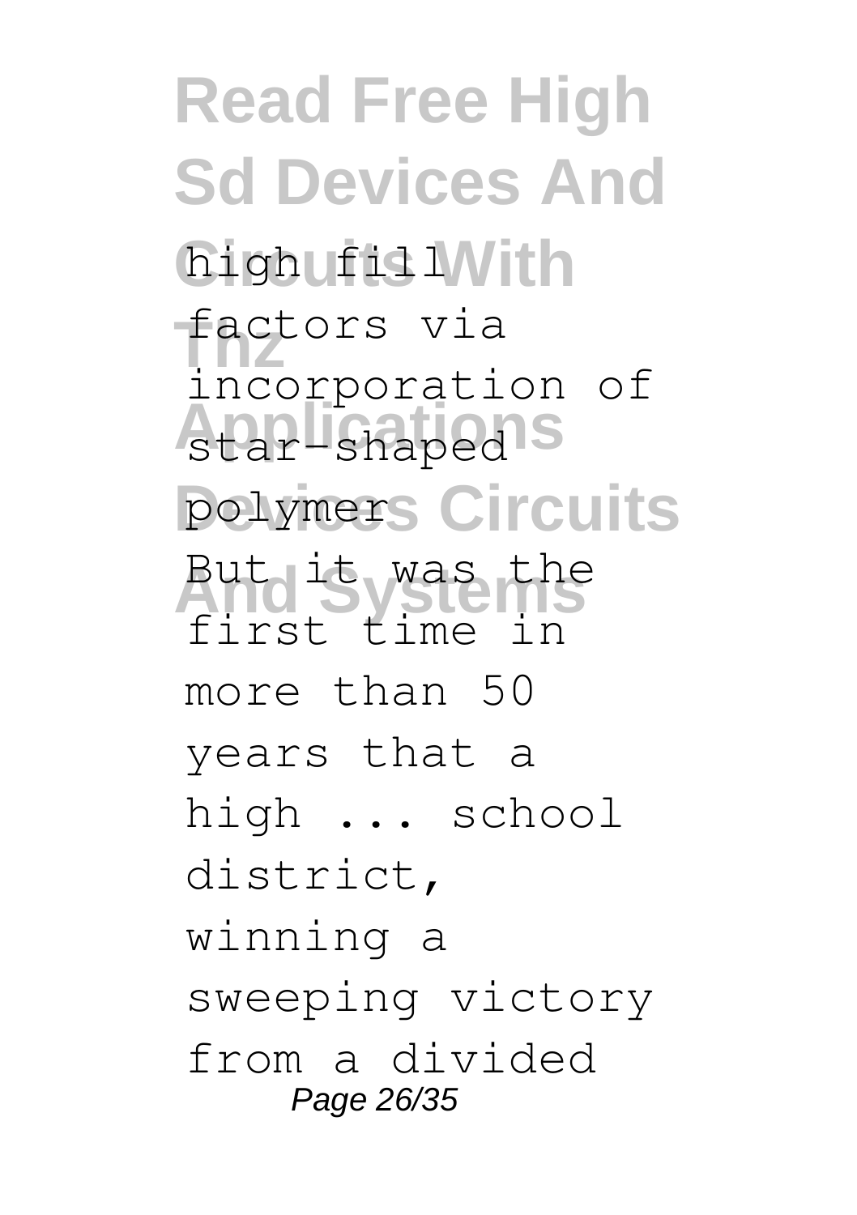high fill factors via incorporation of star-shaped polymers But it was the first time in more than 50 years that a high ... school district, winning a sweeping victory from a divided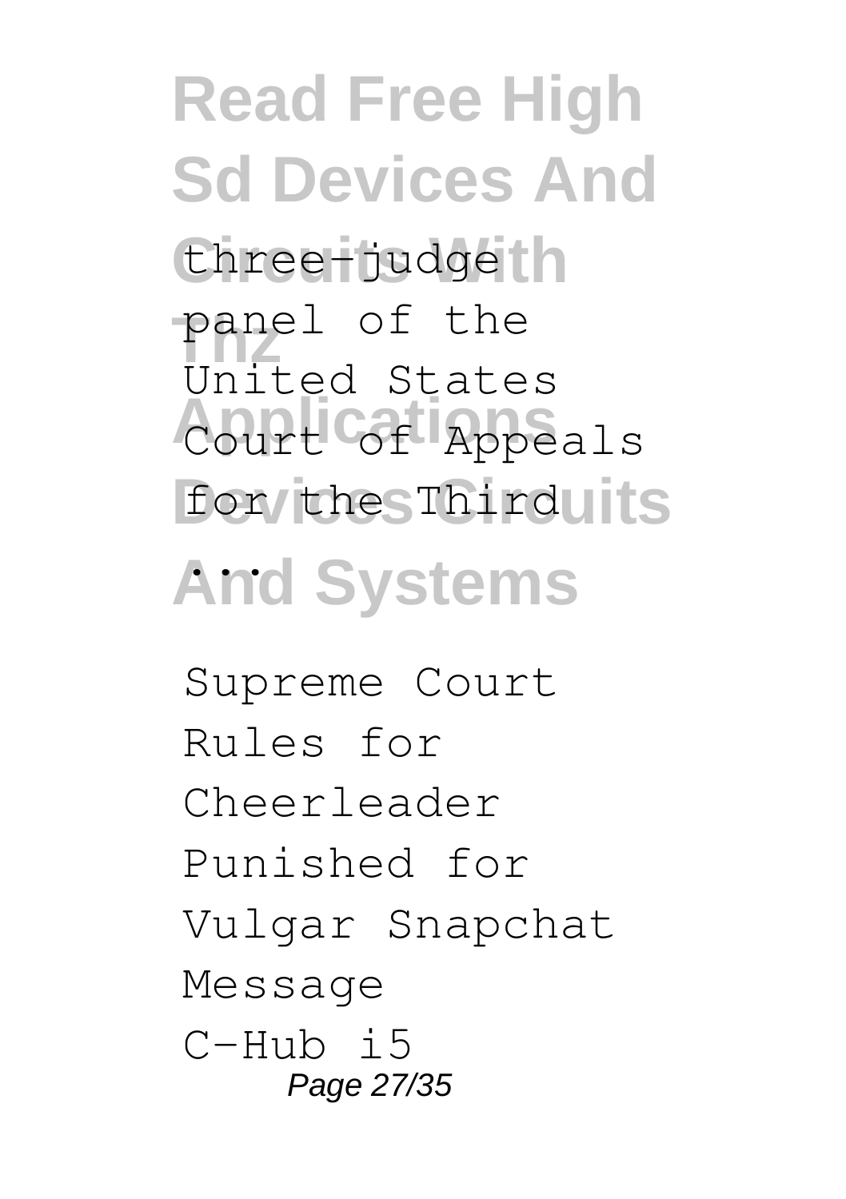three-judge panel of the United States Court of Appeals for the Third ...

Supreme Court Rules for Cheerleader Punished for Vulgar Snapchat Message

C-Hub i5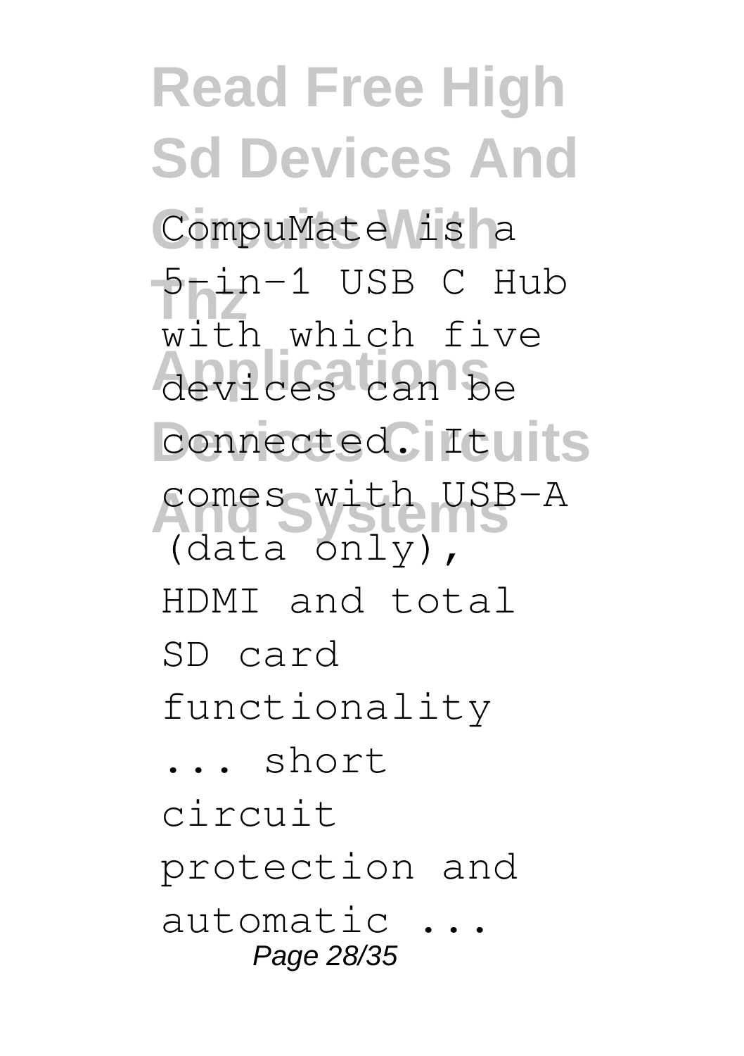CompuMate is a 5-in-1 USB C Hub with which five devices can be connected. It comes with USB-A (data only), HDMI and total SD card functionality ... short circuit protection and automatic ...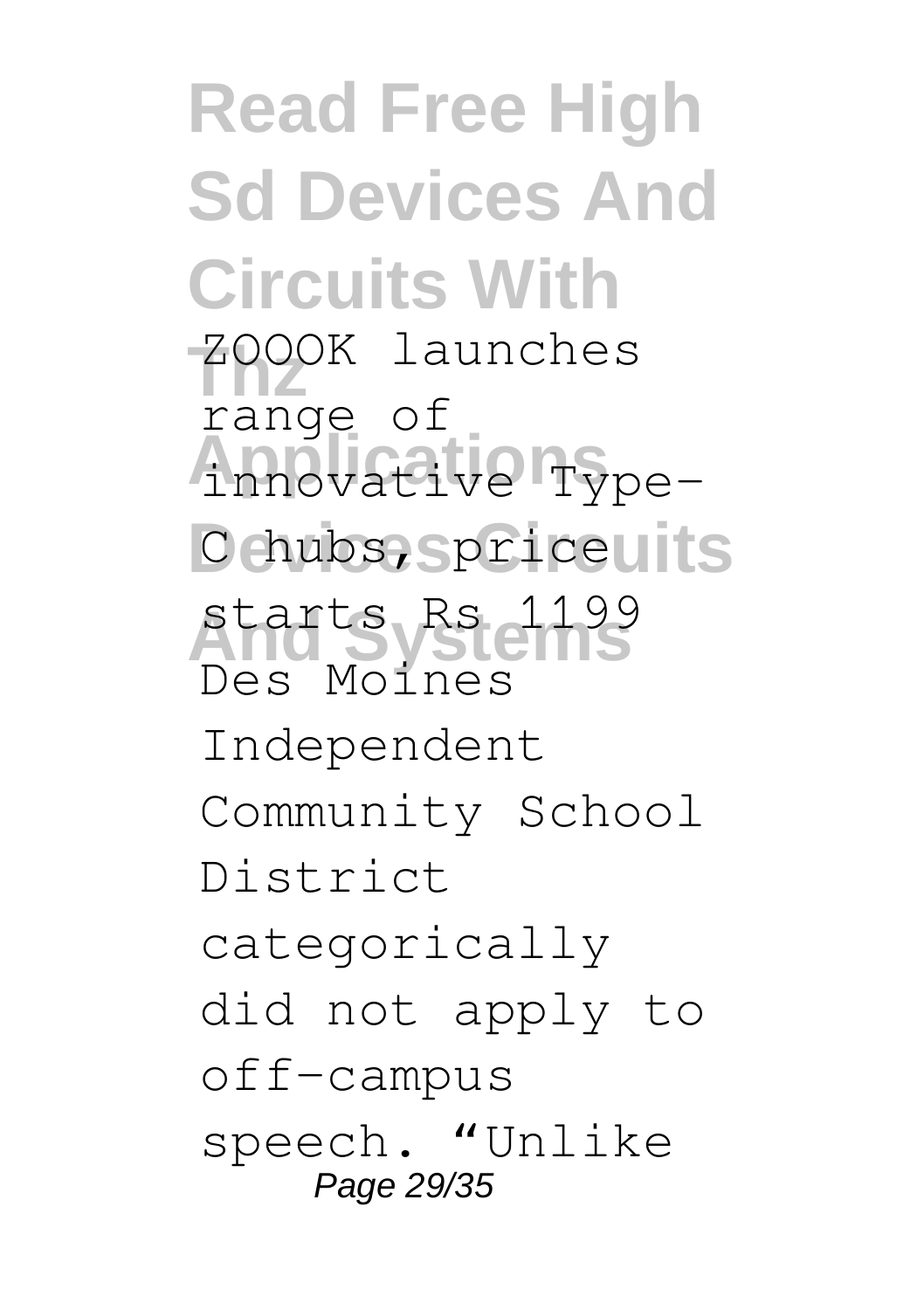ZOOOK launches range of innovative Type-C hubs, price starts Rs 1199

Des Moines Independent Community School District categorically did not apply to off-campus speech. “Unlike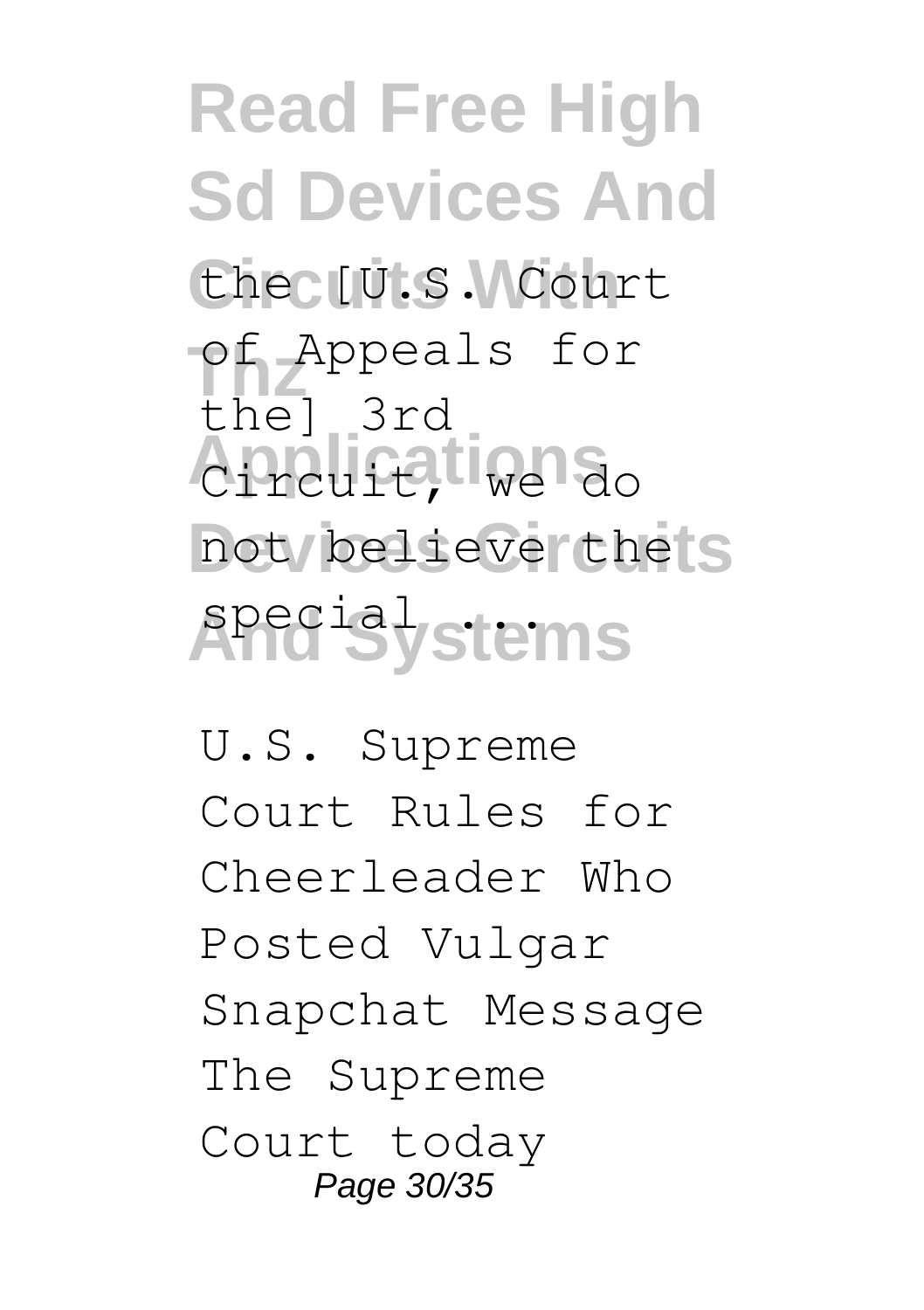the [U.S. Court of Appeals for the] 3rd Circuit, we do not believe the special ...

U.S. Supreme Court Rules for Cheerleader Who Posted Vulgar Snapchat Message The Supreme Court today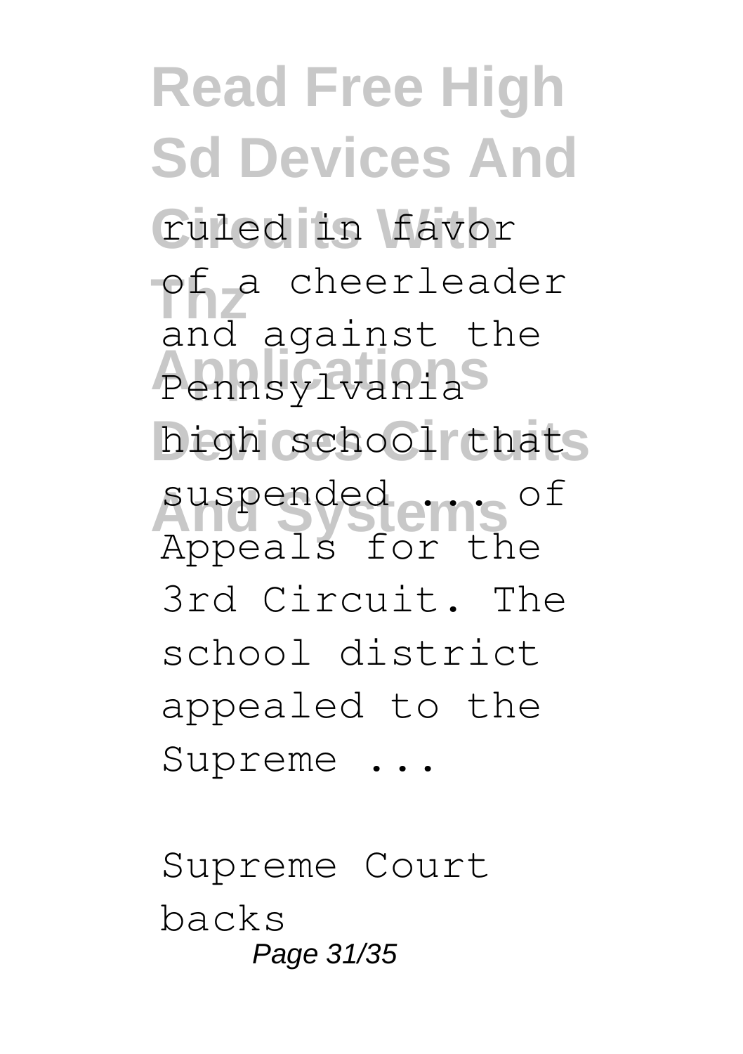ruled in favor of a cheerleader and against the Pennsylvania high school that suspended ... of Appeals for the 3rd Circuit. The school district appealed to the Supreme ...

Supreme Court backs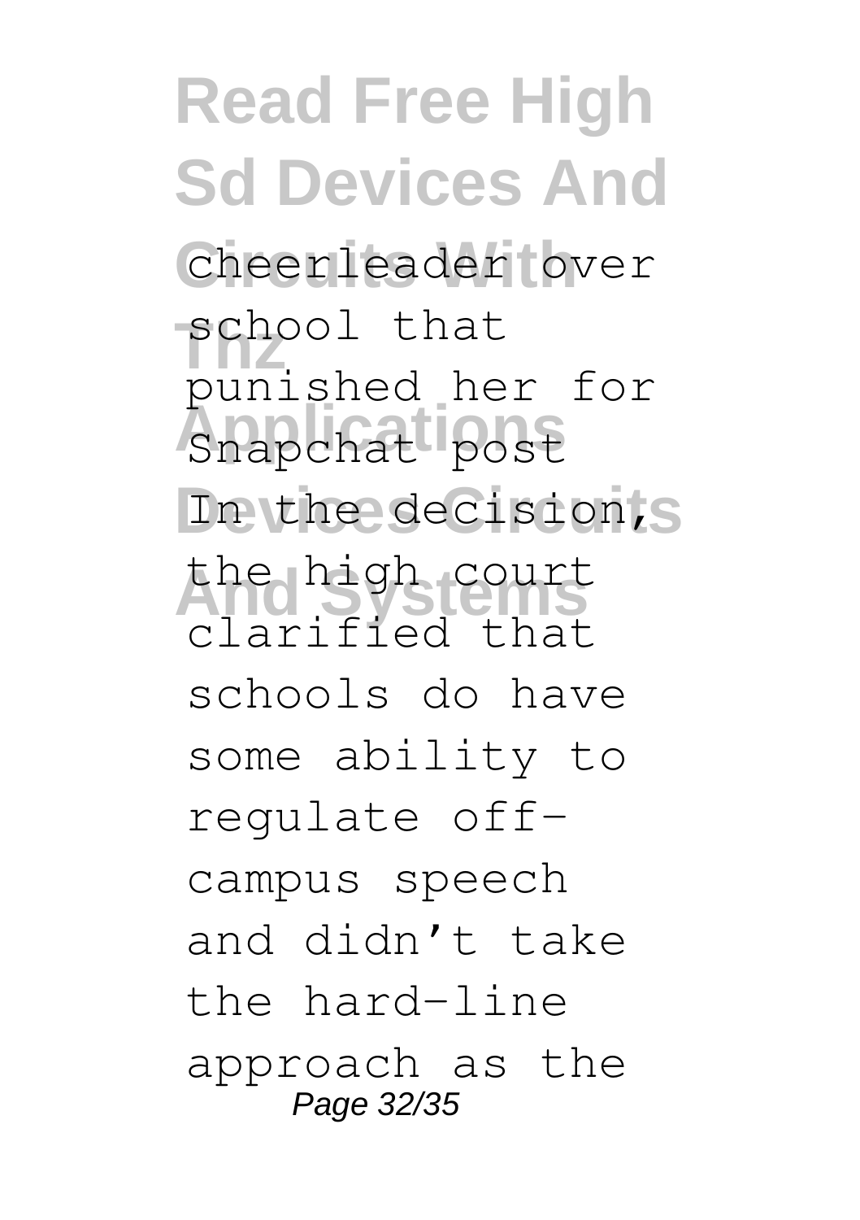cheerleader over school that punished her for Snapchat post In the decision, the high court clarified that schools do have some ability to regulate off-campus speech and didn't take the hard-line approach as the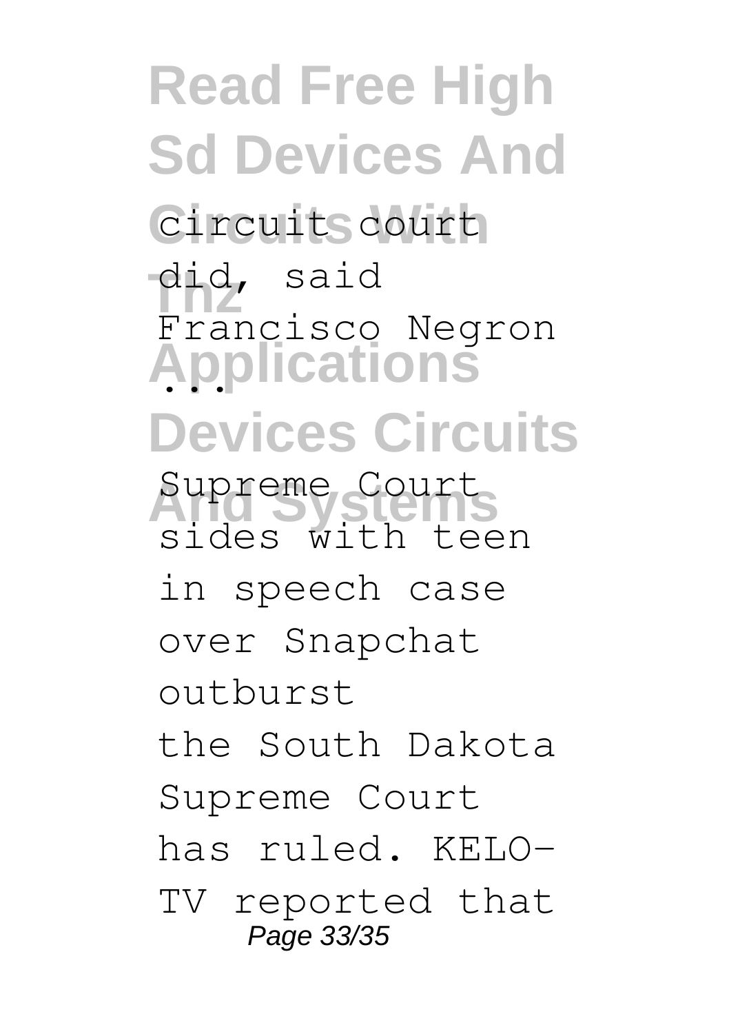circuit court did, said Francisco Negron ...

Supreme Court sides with teen in speech case over Snapchat outburst

the South Dakota Supreme Court has ruled. KELO-TV reported that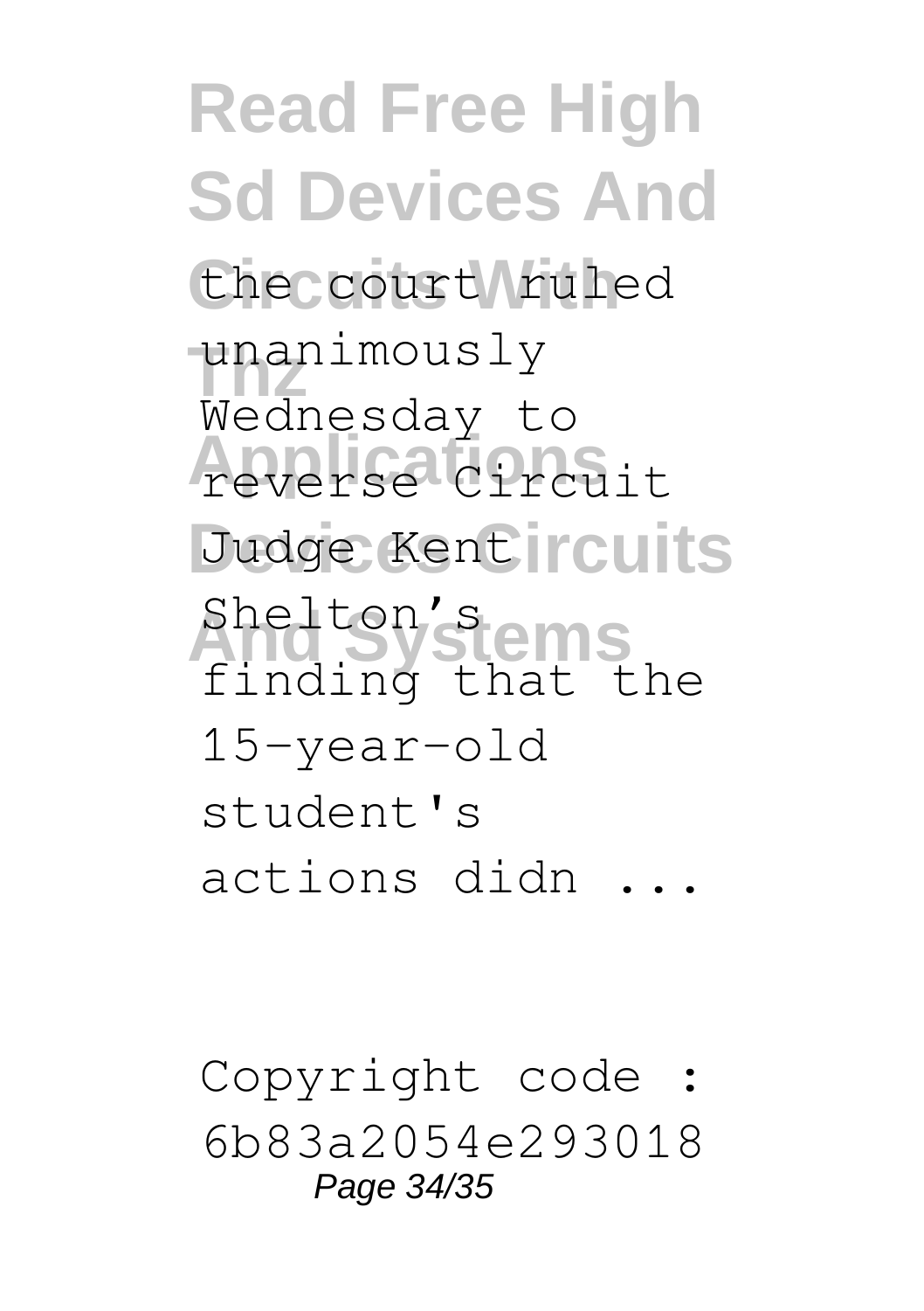the court ruled unanimously Wednesday to reverse Circuit Judge Kent Shelton's finding that the 15-year-old student's actions didn ...

Copyright code : 6b83a2054e293018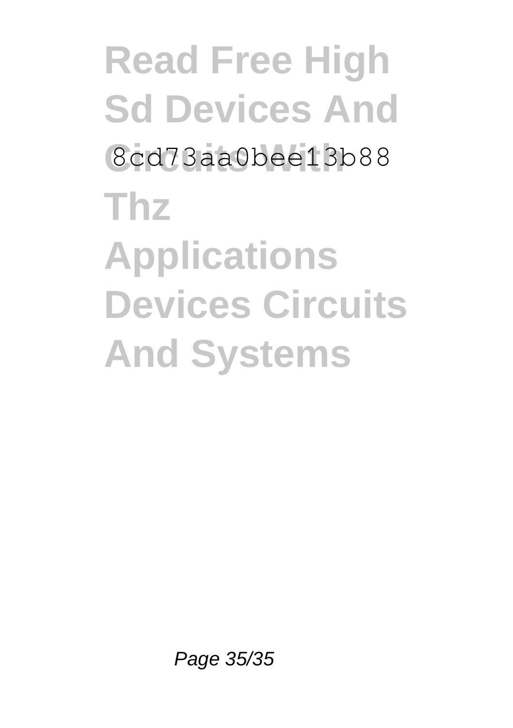# Read Free High Sd Devices And Circuits With Thz Applications Devices Circuits And Systems

8cd73aa0bee13b88